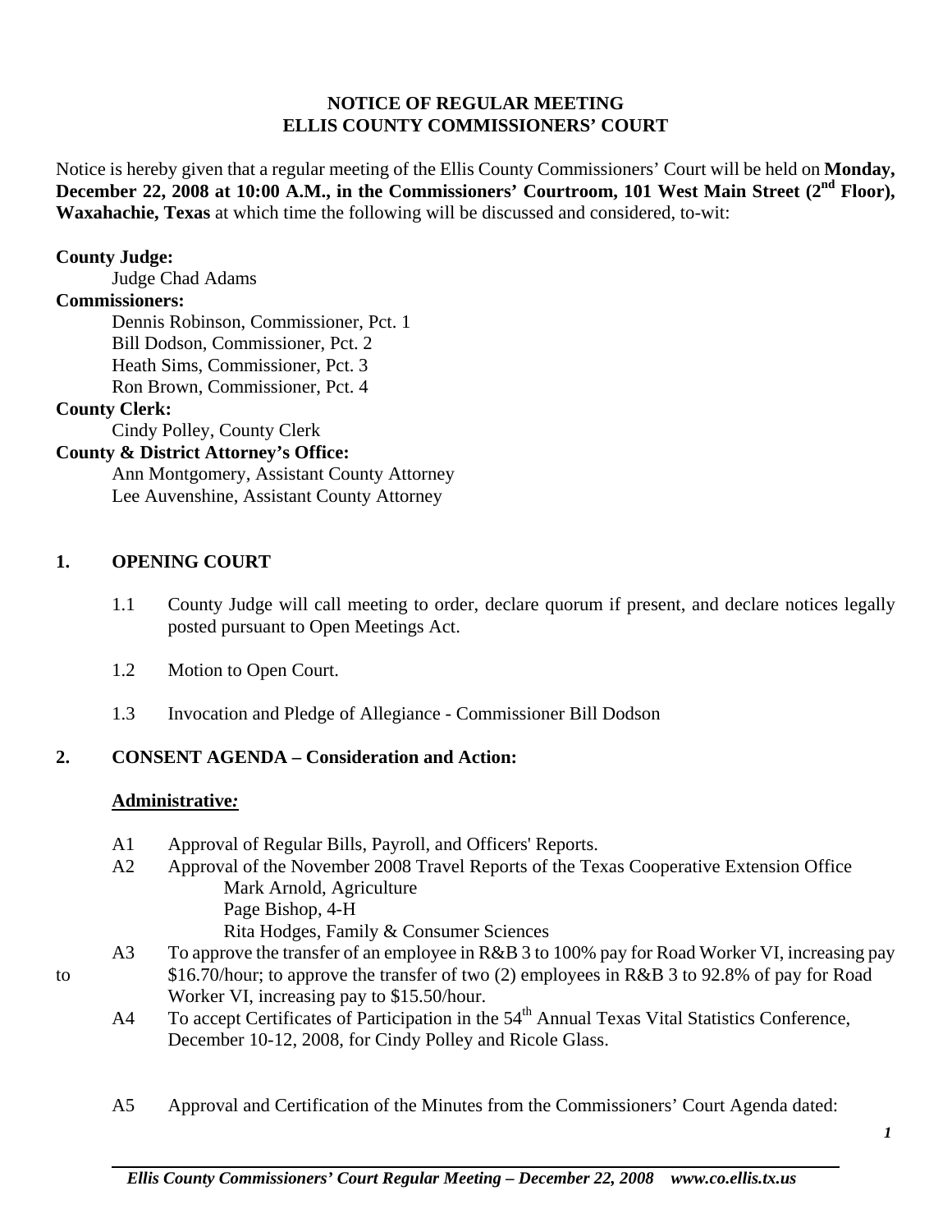**NOTICE OF REGULAR MEETING**
**ELLIS COUNTY COMMISSIONERS' COURT**

Notice is hereby given that a regular meeting of the Ellis County Commissioners' Court will be held on **Monday, December 22, 2008 at 10:00 A.M., in the Commissioners' Courtroom, 101 West Main Street (2nd Floor), Waxahachie, Texas** at which time the following will be discussed and considered, to-wit:

**County Judge:**
Judge Chad Adams

**Commissioners:**
Dennis Robinson, Commissioner, Pct. 1
Bill Dodson, Commissioner, Pct. 2
Heath Sims, Commissioner, Pct. 3
Ron Brown, Commissioner, Pct. 4

**County Clerk:**
Cindy Polley, County Clerk

**County & District Attorney's Office:**
Ann Montgomery, Assistant County Attorney
Lee Auvenshine, Assistant County Attorney

## 1. OPENING COURT

1.1 County Judge will call meeting to order, declare quorum if present, and declare notices legally posted pursuant to Open Meetings Act.

1.2 Motion to Open Court.

1.3 Invocation and Pledge of Allegiance - Commissioner Bill Dodson

## 2. CONSENT AGENDA – Consideration and Action:

**Administrative:**

A1 Approval of Regular Bills, Payroll, and Officers' Reports.

A2 Approval of the November 2008 Travel Reports of the Texas Cooperative Extension Office
Mark Arnold, Agriculture
Page Bishop, 4-H
Rita Hodges, Family & Consumer Sciences

A3 To approve the transfer of an employee in R&B 3 to 100% pay for Road Worker VI, increasing pay to $16.70/hour; to approve the transfer of two (2) employees in R&B 3 to 92.8% of pay for Road Worker VI, increasing pay to $15.50/hour.

A4 To accept Certificates of Participation in the 54th Annual Texas Vital Statistics Conference, December 10-12, 2008, for Cindy Polley and Ricole Glass.

A5 Approval and Certification of the Minutes from the Commissioners' Court Agenda dated: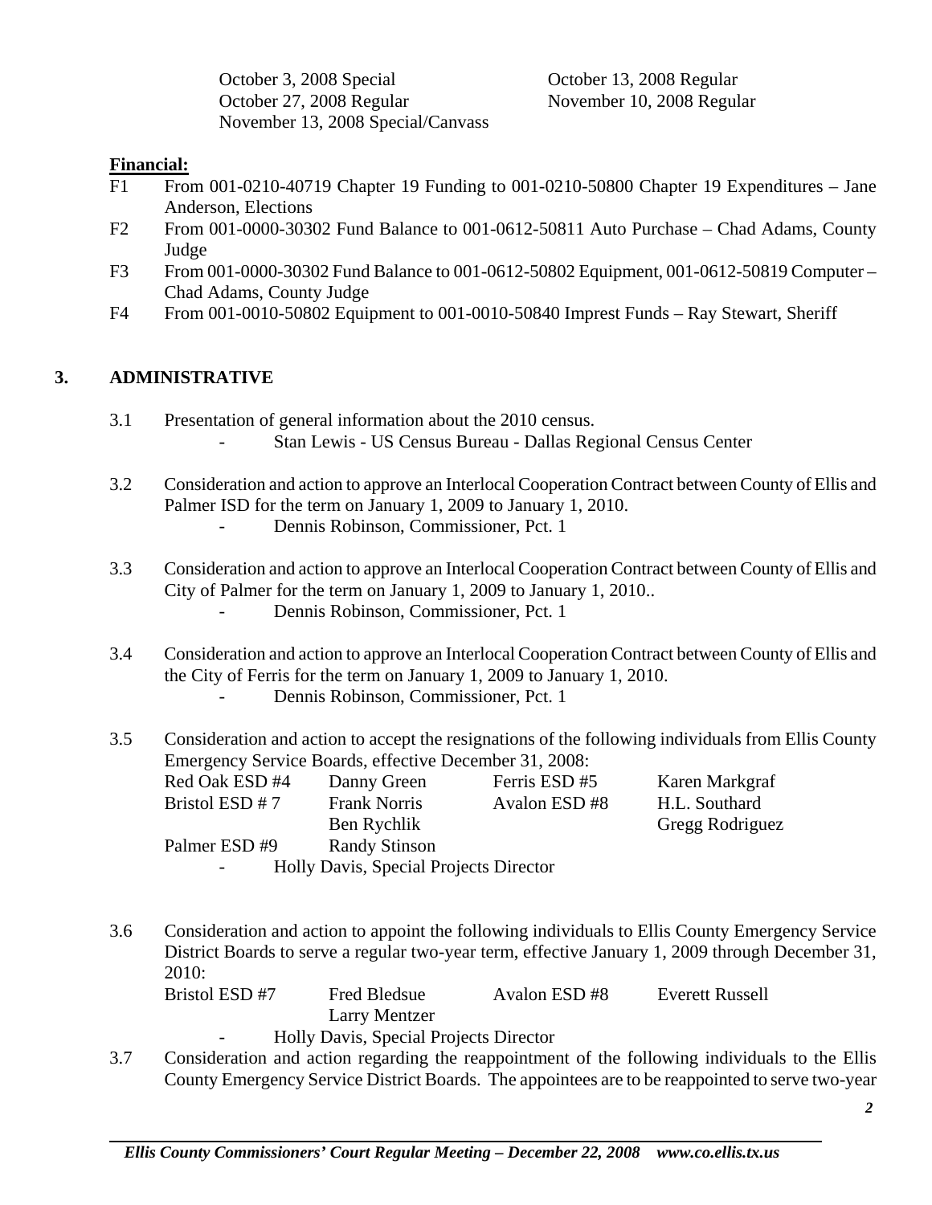October 3, 2008 Special | October 13, 2008 Regular
October 27, 2008 Regular | November 10, 2008 Regular
November 13, 2008 Special/Canvass

**Financial:**

F1 From 001-0210-40719 Chapter 19 Funding to 001-0210-50800 Chapter 19 Expenditures – Jane Anderson, Elections

F2 From 001-0000-30302 Fund Balance to 001-0612-50811 Auto Purchase – Chad Adams, County Judge

F3 From 001-0000-30302 Fund Balance to 001-0612-50802 Equipment, 001-0612-50819 Computer – Chad Adams, County Judge

F4 From 001-0010-50802 Equipment to 001-0010-50840 Imprest Funds – Ray Stewart, Sheriff

## 3. ADMINISTRATIVE

3.1 Presentation of general information about the 2010 census.
- Stan Lewis - US Census Bureau - Dallas Regional Census Center

3.2 Consideration and action to approve an Interlocal Cooperation Contract between County of Ellis and Palmer ISD for the term on January 1, 2009 to January 1, 2010.
- Dennis Robinson, Commissioner, Pct. 1

3.3 Consideration and action to approve an Interlocal Cooperation Contract between County of Ellis and City of Palmer for the term on January 1, 2009 to January 1, 2010..
- Dennis Robinson, Commissioner, Pct. 1

3.4 Consideration and action to approve an Interlocal Cooperation Contract between County of Ellis and the City of Ferris for the term on January 1, 2009 to January 1, 2010.
- Dennis Robinson, Commissioner, Pct. 1

3.5 Consideration and action to accept the resignations of the following individuals from Ellis County Emergency Service Boards, effective December 31, 2008:

| | | | |
|---|---|---|---|
| Red Oak ESD #4 | Danny Green | Ferris ESD #5 | Karen Markgraf |
| Bristol ESD # 7 | Frank Norris | Avalon ESD #8 | H.L. Southard |
| | Ben Rychlik | | Gregg Rodriguez |
| Palmer ESD #9 | Randy Stinson | | |

- Holly Davis, Special Projects Director

3.6 Consideration and action to appoint the following individuals to Ellis County Emergency Service District Boards to serve a regular two-year term, effective January 1, 2009 through December 31, 2010:

| | | | |
|---|---|---|---|
| Bristol ESD #7 | Fred Bledsue | Avalon ESD #8 | Everett Russell |
| | Larry Mentzer | | |

- Holly Davis, Special Projects Director

3.7 Consideration and action regarding the reappointment of the following individuals to the Ellis County Emergency Service District Boards. The appointees are to be reappointed to serve two-year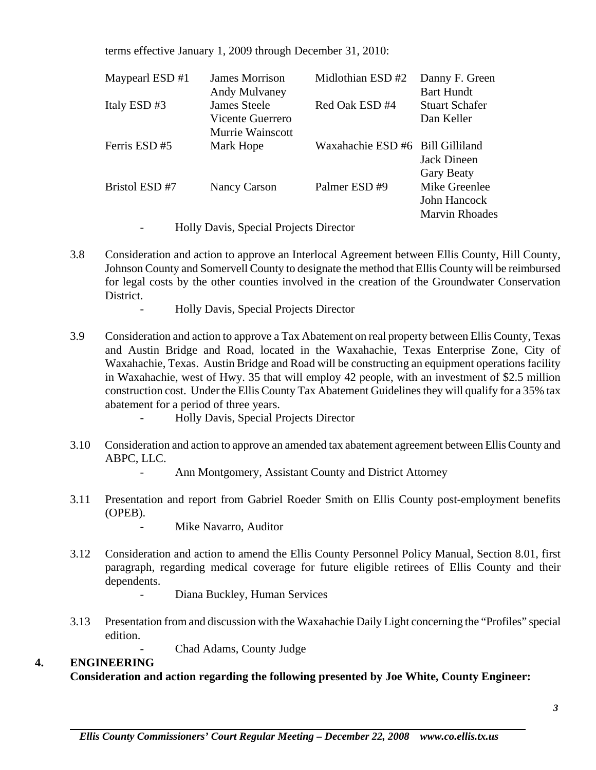terms effective January 1, 2009 through December 31, 2010:

| | | | |
|---|---|---|---|
| Maypearl ESD #1 | James Morrison<br>Andy Mulvaney | Midlothian ESD #2 | Danny F. Green<br>Bart Hundt |
| Italy ESD #3 | James Steele<br>Vicente Guerrero<br>Murrie Wainscott | Red Oak ESD #4 | Stuart Schafer<br>Dan Keller |
| Ferris ESD #5 | Mark Hope | Waxahachie ESD #6 | Bill Gilliland<br>Jack Dineen<br>Gary Beaty |
| Bristol ESD #7 | Nancy Carson | Palmer ESD #9 | Mike Greenlee<br>John Hancock<br>Marvin Rhoades |

- Holly Davis, Special Projects Director

3.8 Consideration and action to approve an Interlocal Agreement between Ellis County, Hill County, Johnson County and Somervell County to designate the method that Ellis County will be reimbursed for legal costs by the other counties involved in the creation of the Groundwater Conservation District.

- Holly Davis, Special Projects Director

3.9 Consideration and action to approve a Tax Abatement on real property between Ellis County, Texas and Austin Bridge and Road, located in the Waxahachie, Texas Enterprise Zone, City of Waxahachie, Texas. Austin Bridge and Road will be constructing an equipment operations facility in Waxahachie, west of Hwy. 35 that will employ 42 people, with an investment of $2.5 million construction cost. Under the Ellis County Tax Abatement Guidelines they will qualify for a 35% tax abatement for a period of three years.

- Holly Davis, Special Projects Director

3.10 Consideration and action to approve an amended tax abatement agreement between Ellis County and ABPC, LLC.

- Ann Montgomery, Assistant County and District Attorney

3.11 Presentation and report from Gabriel Roeder Smith on Ellis County post-employment benefits (OPEB).

- Mike Navarro, Auditor

3.12 Consideration and action to amend the Ellis County Personnel Policy Manual, Section 8.01, first paragraph, regarding medical coverage for future eligible retirees of Ellis County and their dependents.

- Diana Buckley, Human Services

3.13 Presentation from and discussion with the Waxahachie Daily Light concerning the "Profiles" special edition.

- Chad Adams, County Judge

## 4. ENGINEERING

**Consideration and action regarding the following presented by Joe White, County Engineer:**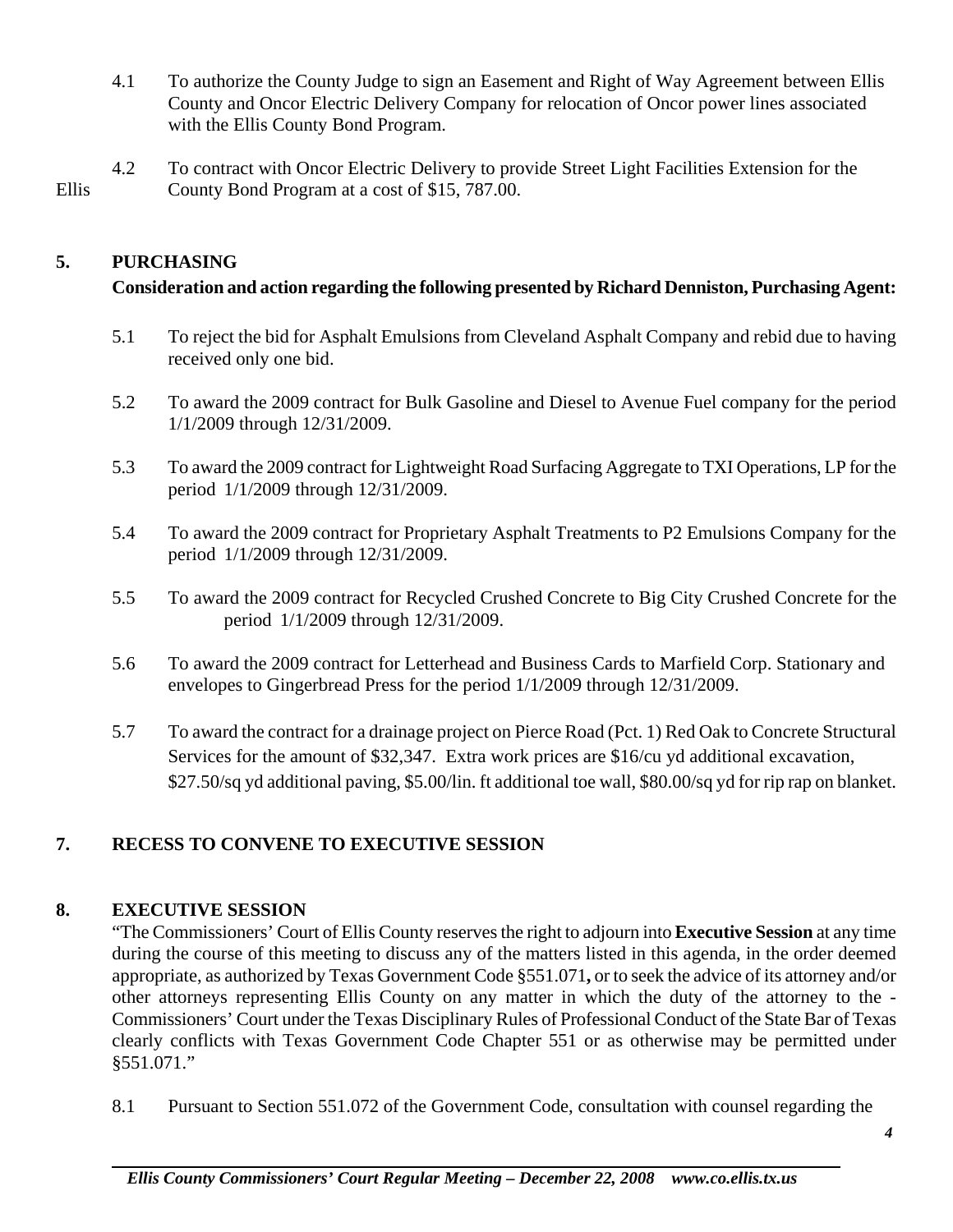4.1 To authorize the County Judge to sign an Easement and Right of Way Agreement between Ellis County and Oncor Electric Delivery Company for relocation of Oncor power lines associated with the Ellis County Bond Program.

4.2 To contract with Oncor Electric Delivery to provide Street Light Facilities Extension for the Ellis County Bond Program at a cost of $15, 787.00.

## 5. PURCHASING

**Consideration and action regarding the following presented by Richard Denniston, Purchasing Agent:**

5.1 To reject the bid for Asphalt Emulsions from Cleveland Asphalt Company and rebid due to having received only one bid.

5.2 To award the 2009 contract for Bulk Gasoline and Diesel to Avenue Fuel company for the period 1/1/2009 through 12/31/2009.

5.3 To award the 2009 contract for Lightweight Road Surfacing Aggregate to TXI Operations, LP for the period 1/1/2009 through 12/31/2009.

5.4 To award the 2009 contract for Proprietary Asphalt Treatments to P2 Emulsions Company for the period 1/1/2009 through 12/31/2009.

5.5 To award the 2009 contract for Recycled Crushed Concrete to Big City Crushed Concrete for the period 1/1/2009 through 12/31/2009.

5.6 To award the 2009 contract for Letterhead and Business Cards to Marfield Corp. Stationary and envelopes to Gingerbread Press for the period 1/1/2009 through 12/31/2009.

5.7 To award the contract for a drainage project on Pierce Road (Pct. 1) Red Oak to Concrete Structural Services for the amount of $32,347. Extra work prices are $16/cu yd additional excavation, $27.50/sq yd additional paving, $5.00/lin. ft additional toe wall, $80.00/sq yd for rip rap on blanket.

## 7. RECESS TO CONVENE TO EXECUTIVE SESSION

## 8. EXECUTIVE SESSION

"The Commissioners' Court of Ellis County reserves the right to adjourn into **Executive Session** at any time during the course of this meeting to discuss any of the matters listed in this agenda, in the order deemed appropriate, as authorized by Texas Government Code §551.071**,** or to seek the advice of its attorney and/or other attorneys representing Ellis County on any matter in which the duty of the attorney to the - Commissioners' Court under the Texas Disciplinary Rules of Professional Conduct of the State Bar of Texas clearly conflicts with Texas Government Code Chapter 551 or as otherwise may be permitted under §551.071."

8.1 Pursuant to Section 551.072 of the Government Code, consultation with counsel regarding the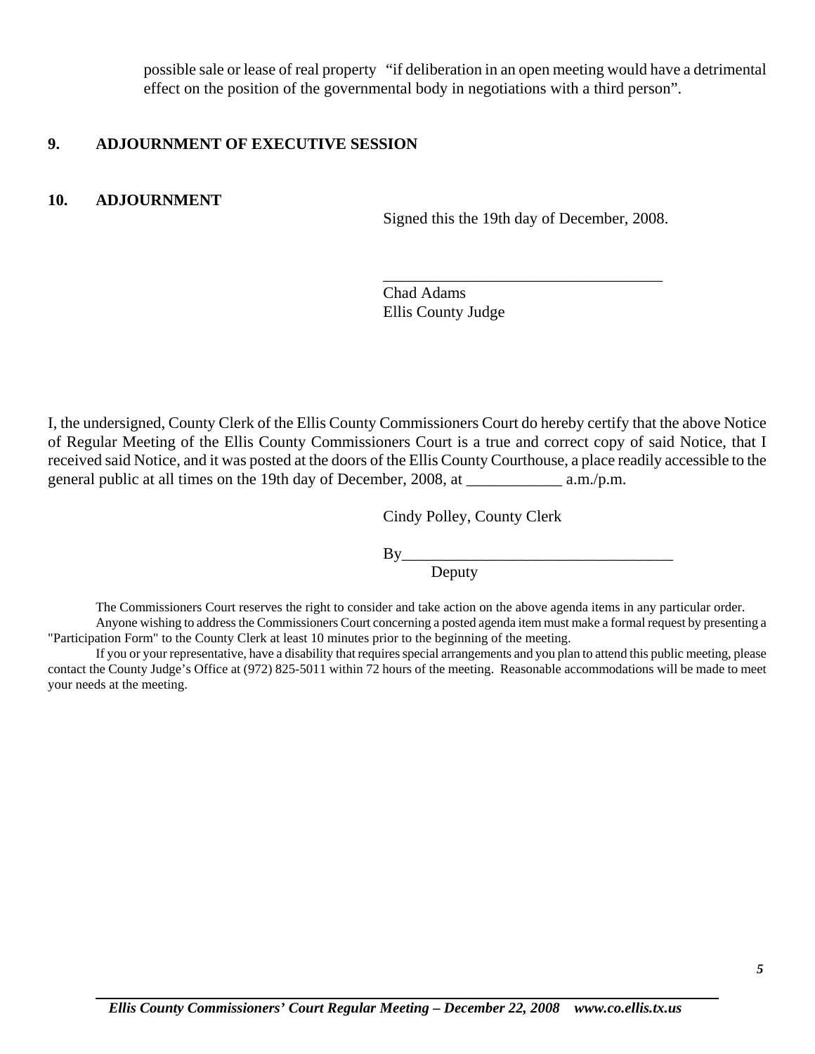possible sale or lease of real property "if deliberation in an open meeting would have a detrimental effect on the position of the governmental body in negotiations with a third person".

**9. ADJOURNMENT OF EXECUTIVE SESSION**

**10. ADJOURNMENT**

Signed this the 19th day of December, 2008.

\_\_\_\_\_\_\_\_\_\_\_\_\_\_\_\_\_\_\_\_\_\_\_\_\_\_\_\_\_\_\_\_\_\_\_\_
Chad Adams
Ellis County Judge

I, the undersigned, County Clerk of the Ellis County Commissioners Court do hereby certify that the above Notice of Regular Meeting of the Ellis County Commissioners Court is a true and correct copy of said Notice, that I received said Notice, and it was posted at the doors of the Ellis County Courthouse, a place readily accessible to the general public at all times on the 19th day of December, 2008, at \_\_\_\_\_\_\_\_\_\_\_\_ a.m./p.m.

Cindy Polley, County Clerk

By\_\_\_\_\_\_\_\_\_\_\_\_\_\_\_\_\_\_\_\_\_\_\_\_\_\_\_\_\_\_\_\_\_\_\_
Deputy

The Commissioners Court reserves the right to consider and take action on the above agenda items in any particular order.

Anyone wishing to address the Commissioners Court concerning a posted agenda item must make a formal request by presenting a "Participation Form" to the County Clerk at least 10 minutes prior to the beginning of the meeting.

If you or your representative, have a disability that requires special arrangements and you plan to attend this public meeting, please contact the County Judge's Office at (972) 825-5011 within 72 hours of the meeting. Reasonable accommodations will be made to meet your needs at the meeting.